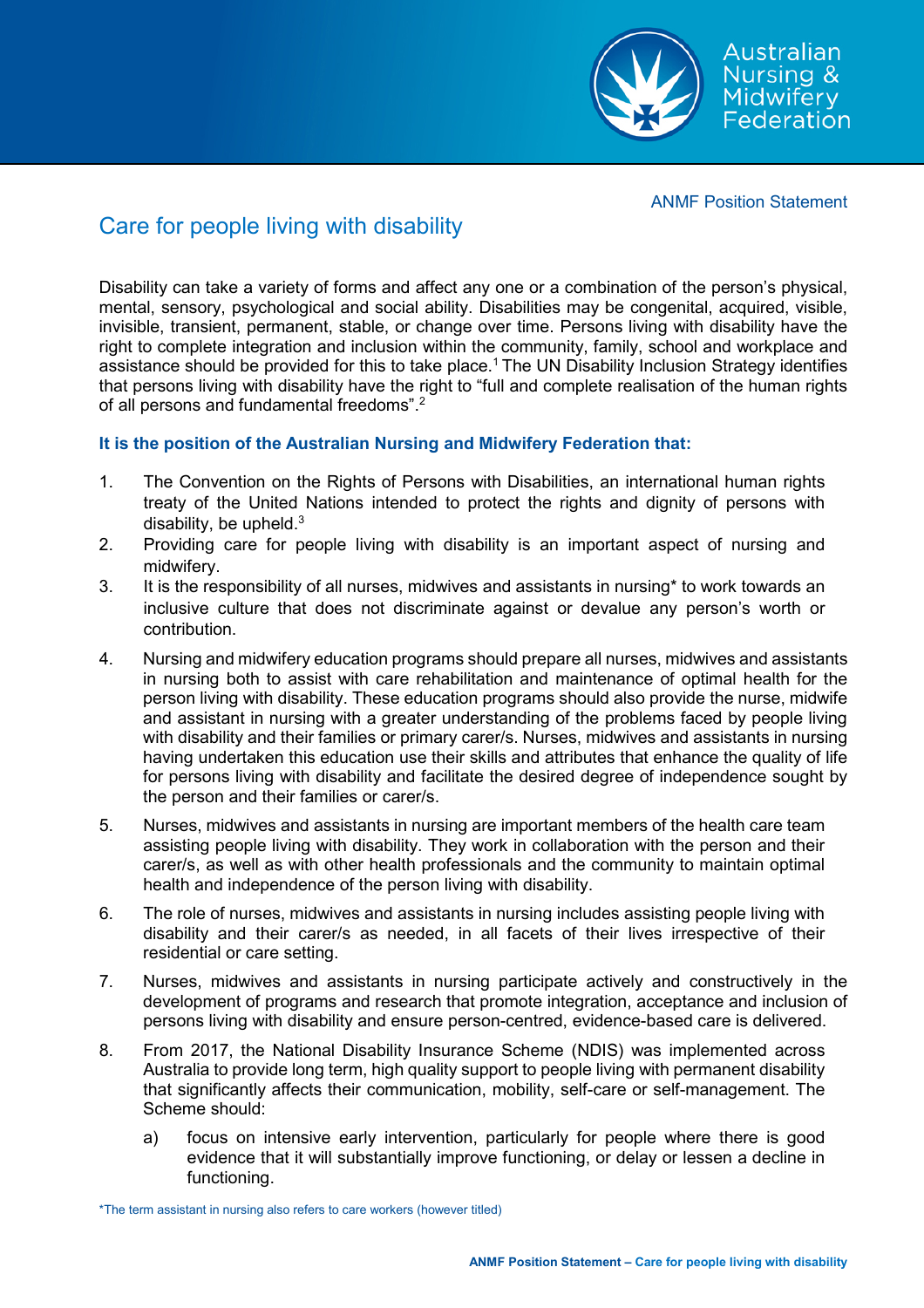ANMF Position Statement

# Care for people living with disability

Disability can take a variety of forms and affect any one or a combination of the person's physical, mental, sensory, psychological and social ability. Disabilities may be congenital, acquired, visible, invisible, transient, permanent, stable, or change over time. Persons living with disability have the right to complete integration and inclusion within the community, family, school and workplace and assistance should be provided for this to take place.[1] The UN Disability Inclusion Strategy identifies that persons living with disability have the right to "full and complete realisation of the human rights of all persons and fundamental freedoms".[2]

**It is the position of the Australian Nursing and Midwifery Federation that:**

1. The Convention on the Rights of Persons with Disabilities, an international human rights treaty of the United Nations intended to protect the rights and dignity of persons with disability, be upheld.[3]
2. Providing care for people living with disability is an important aspect of nursing and midwifery.
3. It is the responsibility of all nurses, midwives and assistants in nursing* to work towards an inclusive culture that does not discriminate against or devalue any person's worth or contribution.
4. Nursing and midwifery education programs should prepare all nurses, midwives and assistants in nursing both to assist with care rehabilitation and maintenance of optimal health for the person living with disability. These education programs should also provide the nurse, midwife and assistant in nursing with a greater understanding of the problems faced by people living with disability and their families or primary carer/s. Nurses, midwives and assistants in nursing having undertaken this education use their skills and attributes that enhance the quality of life for persons living with disability and facilitate the desired degree of independence sought by the person and their families or carer/s.
5. Nurses, midwives and assistants in nursing are important members of the health care team assisting people living with disability. They work in collaboration with the person and their carer/s, as well as with other health professionals and the community to maintain optimal health and independence of the person living with disability.
6. The role of nurses, midwives and assistants in nursing includes assisting people living with disability and their carer/s as needed, in all facets of their lives irrespective of their residential or care setting.
7. Nurses, midwives and assistants in nursing participate actively and constructively in the development of programs and research that promote integration, acceptance and inclusion of persons living with disability and ensure person-centred, evidence-based care is delivered.
8. From 2017, the National Disability Insurance Scheme (NDIS) was implemented across Australia to provide long term, high quality support to people living with permanent disability that significantly affects their communication, mobility, self-care or self-management. The Scheme should:
   a) focus on intensive early intervention, particularly for people where there is good evidence that it will substantially improve functioning, or delay or lessen a decline in functioning.

*The term assistant in nursing also refers to care workers (however titled)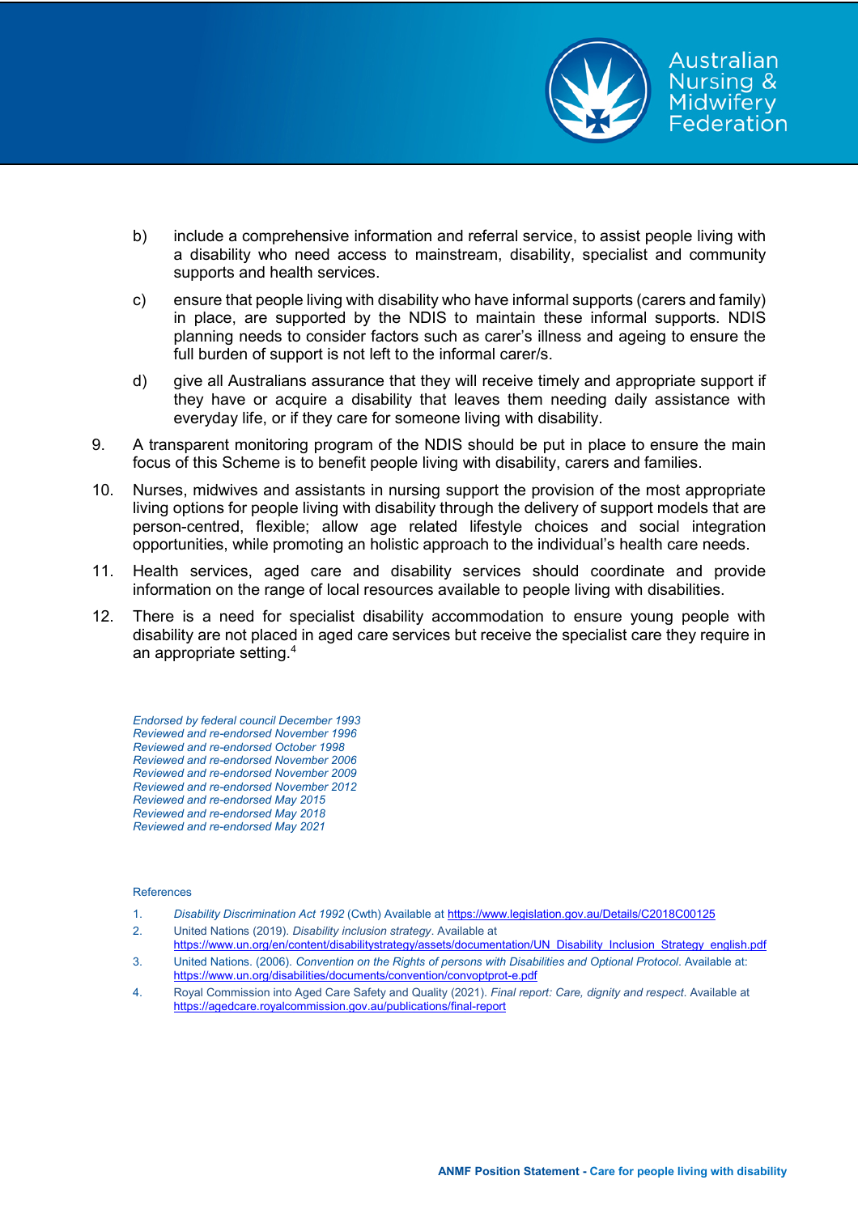b) include a comprehensive information and referral service, to assist people living with a disability who need access to mainstream, disability, specialist and community supports and health services.

c) ensure that people living with disability who have informal supports (carers and family) in place, are supported by the NDIS to maintain these informal supports. NDIS planning needs to consider factors such as carer's illness and ageing to ensure the full burden of support is not left to the informal carer/s.

d) give all Australians assurance that they will receive timely and appropriate support if they have or acquire a disability that leaves them needing daily assistance with everyday life, or if they care for someone living with disability.

9. A transparent monitoring program of the NDIS should be put in place to ensure the main focus of this Scheme is to benefit people living with disability, carers and families.

10. Nurses, midwives and assistants in nursing support the provision of the most appropriate living options for people living with disability through the delivery of support models that are person-centred, flexible; allow age related lifestyle choices and social integration opportunities, while promoting an holistic approach to the individual's health care needs.

11. Health services, aged care and disability services should coordinate and provide information on the range of local resources available to people living with disabilities.

12. There is a need for specialist disability accommodation to ensure young people with disability are not placed in aged care services but receive the specialist care they require in an appropriate setting.[4]

*Endorsed by federal council December 1993*
*Reviewed and re-endorsed November 1996*
*Reviewed and re-endorsed October 1998*
*Reviewed and re-endorsed November 2006*
*Reviewed and re-endorsed November 2009*
*Reviewed and re-endorsed November 2012*
*Reviewed and re-endorsed May 2015*
*Reviewed and re-endorsed May 2018*
*Reviewed and re-endorsed May 2021*

References

1. *Disability Discrimination Act 1992* (Cwth) Available at https://www.legislation.gov.au/Details/C2018C00125
2. United Nations (2019). *Disability inclusion strategy*. Available at https://www.un.org/en/content/disabilitystrategy/assets/documentation/UN_Disability_Inclusion_Strategy_english.pdf
3. United Nations. (2006). *Convention on the Rights of persons with Disabilities and Optional Protocol*. Available at: https://www.un.org/disabilities/documents/convention/convoptprot-e.pdf
4. Royal Commission into Aged Care Safety and Quality (2021). *Final report: Care, dignity and respect*. Available at https://agedcare.royalcommission.gov.au/publications/final-report